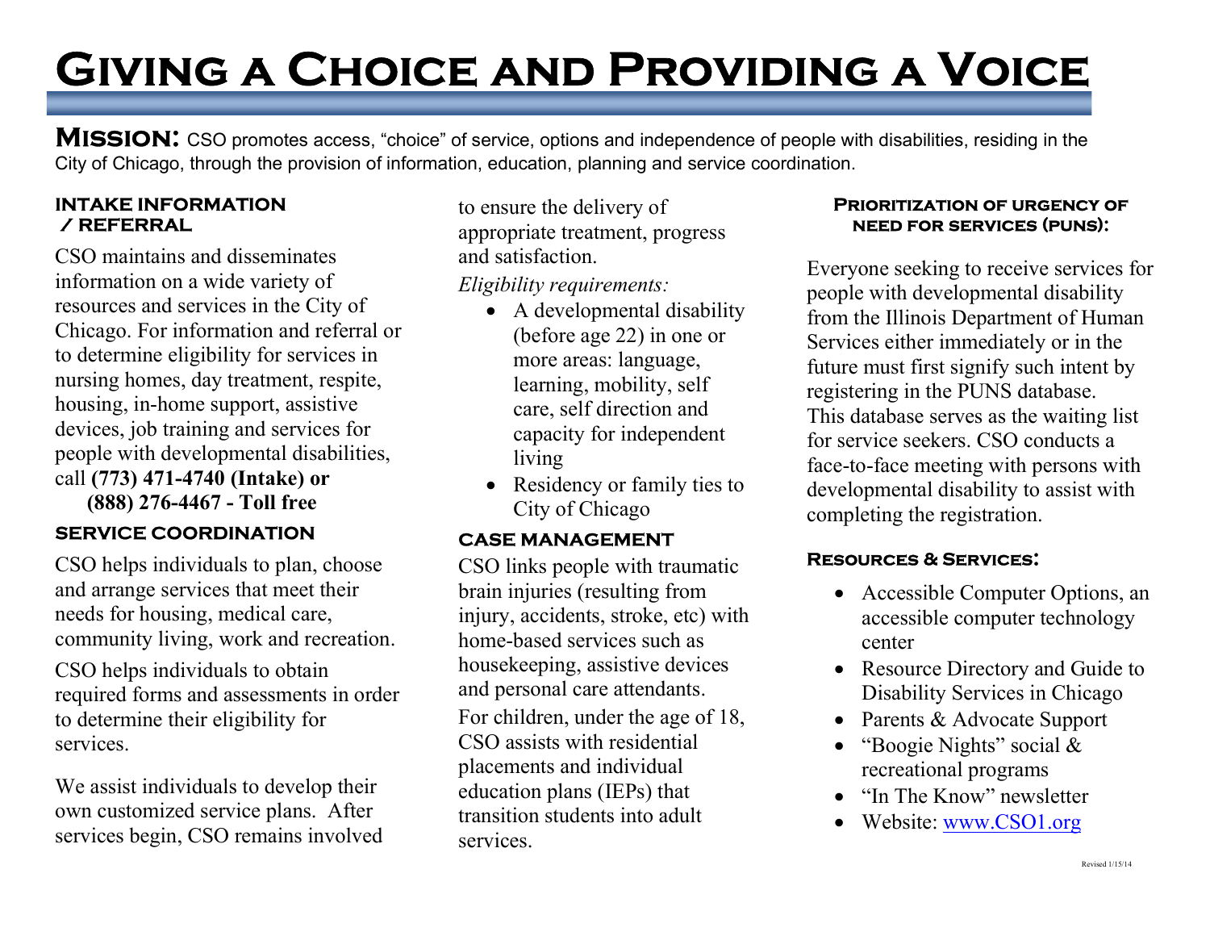# Giving a Choice and Providing a Voice

**Mission:** CSO promotes access, "choice" of service, options and independence of people with disabilities, residing in the City of Chicago, through the provision of information, education, planning and service coordination.

## INTAKE INFORMATION / REFERRAL

CSO maintains and disseminates information on a wide variety of resources and services in the City of Chicago. For information and referral or to determine eligibility for services in nursing homes, day treatment, respite, housing, in-home support, assistive devices, job training and services for people with developmental disabilities, call **(773) 471-4740 (Intake) or (888) 276-4467 - Toll free**

## SERVICE COORDINATION

CSO helps individuals to plan, choose and arrange services that meet their needs for housing, medical care, community living, work and recreation.

CSO helps individuals to obtain required forms and assessments in order to determine their eligibility for services.

We assist individuals to develop their own customized service plans. After services begin, CSO remains involved to ensure the delivery of appropriate treatment, progress and satisfaction.

*Eligibility requirements:*

- A developmental disability (before age 22) in one or more areas: language, learning, mobility, self care, self direction and capacity for independent living
- Residency or family ties to City of Chicago

## CASE MANAGEMENT

CSO links people with traumatic brain injuries (resulting from injury, accidents, stroke, etc) with home-based services such as housekeeping, assistive devices and personal care attendants.

For children, under the age of 18, CSO assists with residential placements and individual education plans (IEPs) that transition students into adult services.

## Prioritization of Urgency of Need for Services (PUNS):

Everyone seeking to receive services for people with developmental disability from the Illinois Department of Human Services either immediately or in the future must first signify such intent by registering in the PUNS database. This database serves as the waiting list for service seekers. CSO conducts a face-to-face meeting with persons with developmental disability to assist with completing the registration.

## Resources & Services:

- Accessible Computer Options, an accessible computer technology center
- Resource Directory and Guide to Disability Services in Chicago
- Parents & Advocate Support
- "Boogie Nights" social & recreational programs
- "In The Know" newsletter
- Website: [www.CSO1.org](http://www.CSO1.org)

Revised 1/15/14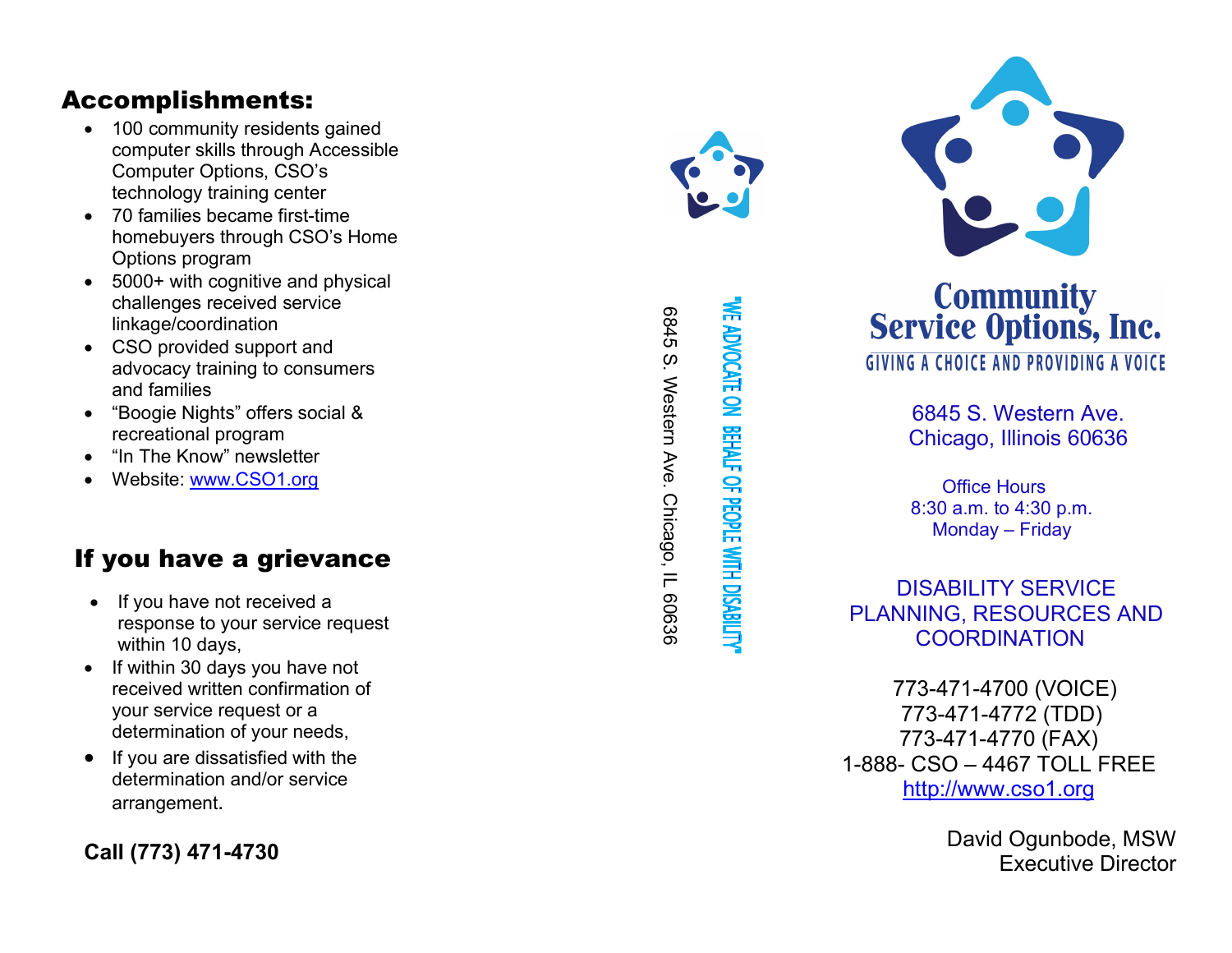## Accomplishments:

- 100 community residents gained computer skills through Accessible Computer Options, CSO's technology training center
- 70 families became first-time homebuyers through CSO's Home Options program
- 5000+ with cognitive and physical challenges received service linkage/coordination
- CSO provided support and advocacy training to consumers and families
- "Boogie Nights" offers social & recreational program
- "In The Know" newsletter
- Website: www.CSO1.org

## If you have a grievance

- If you have not received a response to your service request within 10 days,
- If within 30 days you have not received written confirmation of your service request or a determination of your needs,
- If you are dissatisfied with the determination and/or service arrangement.

**Call (773) 471-4730**

"WE ADVOCATE ON BEHALF OF PEOPLE WITH DISABILITY"

6845 S. Western Ave. Chicago, IL 60636

# Community Service Options, Inc.

GIVING A CHOICE AND PROVIDING A VOICE

6845 S. Western Ave.
Chicago, Illinois 60636

Office Hours
8:30 a.m. to 4:30 p.m.
Monday – Friday

DISABILITY SERVICE PLANNING, RESOURCES AND COORDINATION

773-471-4700 (VOICE)
773-471-4772 (TDD)
773-471-4770 (FAX)
1-888- CSO – 4467 TOLL FREE
http://www.cso1.org

David Ogunbode, MSW
Executive Director